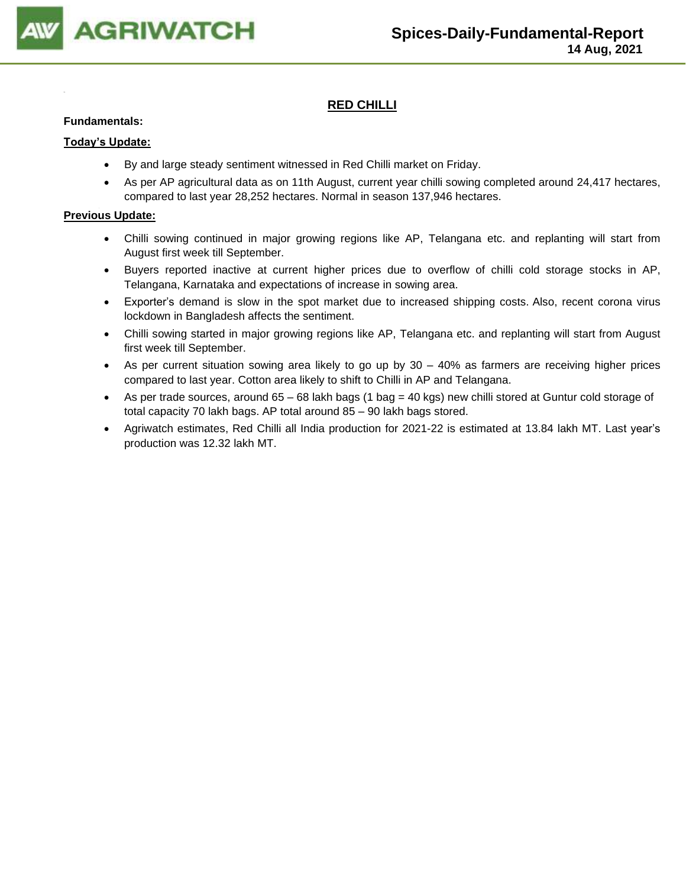# Spices-Daily-Fundamental-Report

**14 Aug, 2021**

## RED CHILLI

**Fundamentals:**

**Today's Update:**

- By and large steady sentiment witnessed in Red Chilli market on Friday.
- As per AP agricultural data as on 11th August, current year chilli sowing completed around 24,417 hectares, compared to last year 28,252 hectares. Normal in season 137,946 hectares.

**Previous Update:**

- Chilli sowing continued in major growing regions like AP, Telangana etc. and replanting will start from August first week till September.
- Buyers reported inactive at current higher prices due to overflow of chilli cold storage stocks in AP, Telangana, Karnataka and expectations of increase in sowing area.
- Exporter's demand is slow in the spot market due to increased shipping costs. Also, recent corona virus lockdown in Bangladesh affects the sentiment.
- Chilli sowing started in major growing regions like AP, Telangana etc. and replanting will start from August first week till September.
- As per current situation sowing area likely to go up by 30 – 40% as farmers are receiving higher prices compared to last year. Cotton area likely to shift to Chilli in AP and Telangana.
- As per trade sources, around 65 – 68 lakh bags (1 bag = 40 kgs) new chilli stored at Guntur cold storage of total capacity 70 lakh bags. AP total around 85 – 90 lakh bags stored.
- Agriwatch estimates, Red Chilli all India production for 2021-22 is estimated at 13.84 lakh MT. Last year's production was 12.32 lakh MT.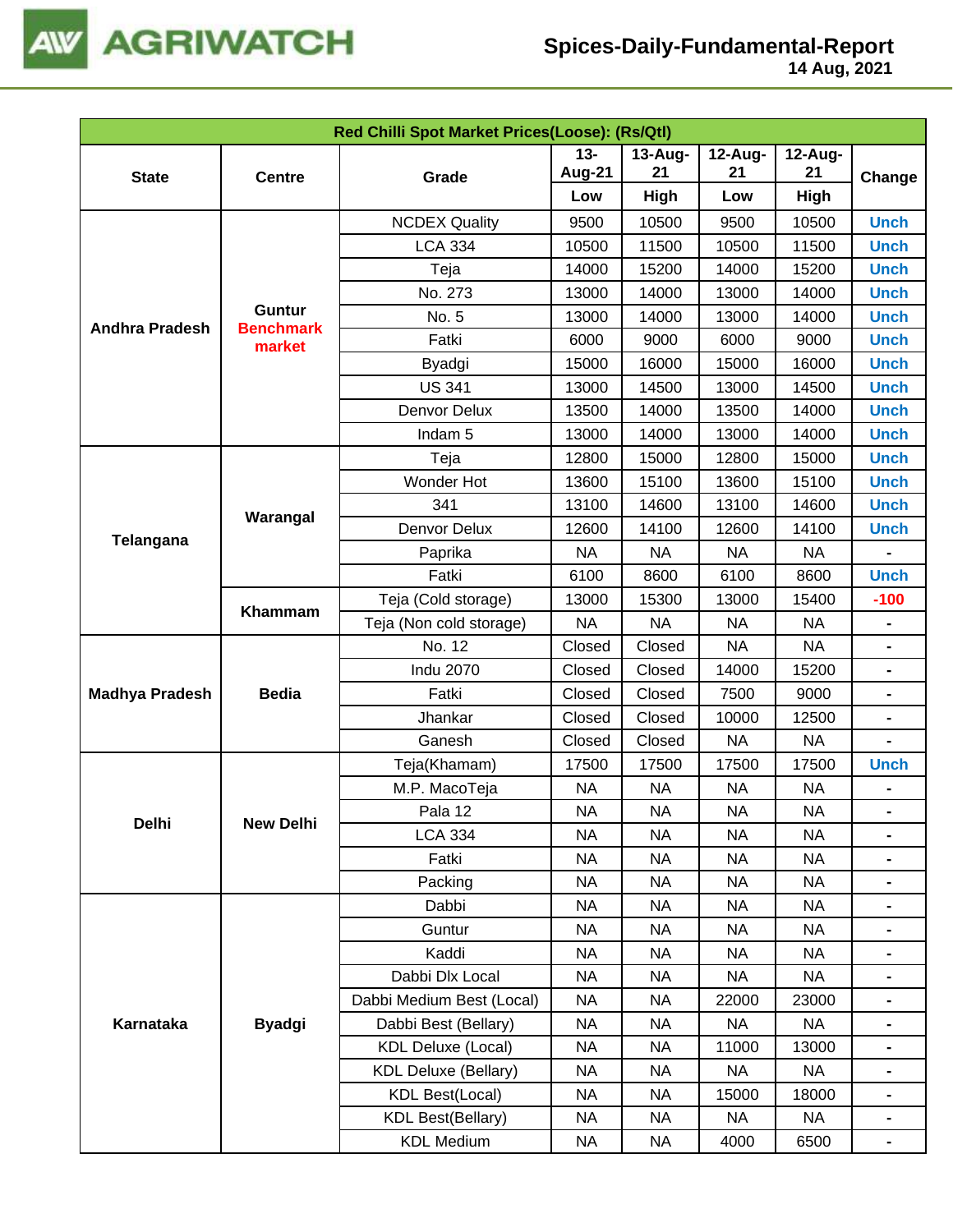# Spices-Daily-Fundamental-Report

14 Aug, 2021

| Red Chilli Spot Market Prices(Loose): (Rs/Qtl) | | | | | | | |
|---|---|---|---|---|---|---|---|
| State | Centre | Grade | 13-Aug-21 | 13-Aug-21 | 12-Aug-21 | 12-Aug-21 | Change |
| | | | Low | High | Low | High | |
| Andhra Pradesh | Guntur Benchmark market | NCDEX Quality | 9500 | 10500 | 9500 | 10500 | Unch |
| | | LCA 334 | 10500 | 11500 | 10500 | 11500 | Unch |
| | | Teja | 14000 | 15200 | 14000 | 15200 | Unch |
| | | No. 273 | 13000 | 14000 | 13000 | 14000 | Unch |
| | | No. 5 | 13000 | 14000 | 13000 | 14000 | Unch |
| | | Fatki | 6000 | 9000 | 6000 | 9000 | Unch |
| | | Byadgi | 15000 | 16000 | 15000 | 16000 | Unch |
| | | US 341 | 13000 | 14500 | 13000 | 14500 | Unch |
| | | Denvor Delux | 13500 | 14000 | 13500 | 14000 | Unch |
| | | Indam 5 | 13000 | 14000 | 13000 | 14000 | Unch |
| Telangana | Warangal | Teja | 12800 | 15000 | 12800 | 15000 | Unch |
| | | Wonder Hot | 13600 | 15100 | 13600 | 15100 | Unch |
| | | 341 | 13100 | 14600 | 13100 | 14600 | Unch |
| | | Denvor Delux | 12600 | 14100 | 12600 | 14100 | Unch |
| | | Paprika | NA | NA | NA | NA | - |
| | | Fatki | 6100 | 8600 | 6100 | 8600 | Unch |
| | Khammam | Teja (Cold storage) | 13000 | 15300 | 13000 | 15400 | -100 |
| | | Teja (Non cold storage) | NA | NA | NA | NA | - |
| Madhya Pradesh | Bedia | No. 12 | Closed | Closed | NA | NA | - |
| | | Indu 2070 | Closed | Closed | 14000 | 15200 | - |
| | | Fatki | Closed | Closed | 7500 | 9000 | - |
| | | Jhankar | Closed | Closed | 10000 | 12500 | - |
| | | Ganesh | Closed | Closed | NA | NA | - |
| Delhi | New Delhi | Teja(Khamam) | 17500 | 17500 | 17500 | 17500 | Unch |
| | | M.P. MacoTeja | NA | NA | NA | NA | - |
| | | Pala 12 | NA | NA | NA | NA | - |
| | | LCA 334 | NA | NA | NA | NA | - |
| | | Fatki | NA | NA | NA | NA | - |
| | | Packing | NA | NA | NA | NA | - |
| Karnataka | Byadgi | Dabbi | NA | NA | NA | NA | - |
| | | Guntur | NA | NA | NA | NA | - |
| | | Kaddi | NA | NA | NA | NA | - |
| | | Dabbi Dlx Local | NA | NA | NA | NA | - |
| | | Dabbi Medium Best (Local) | NA | NA | 22000 | 23000 | - |
| | | Dabbi Best (Bellary) | NA | NA | NA | NA | - |
| | | KDL Deluxe (Local) | NA | NA | 11000 | 13000 | - |
| | | KDL Deluxe (Bellary) | NA | NA | NA | NA | - |
| | | KDL Best(Local) | NA | NA | 15000 | 18000 | - |
| | | KDL Best(Bellary) | NA | NA | NA | NA | - |
| | | KDL Medium | NA | NA | 4000 | 6500 | - |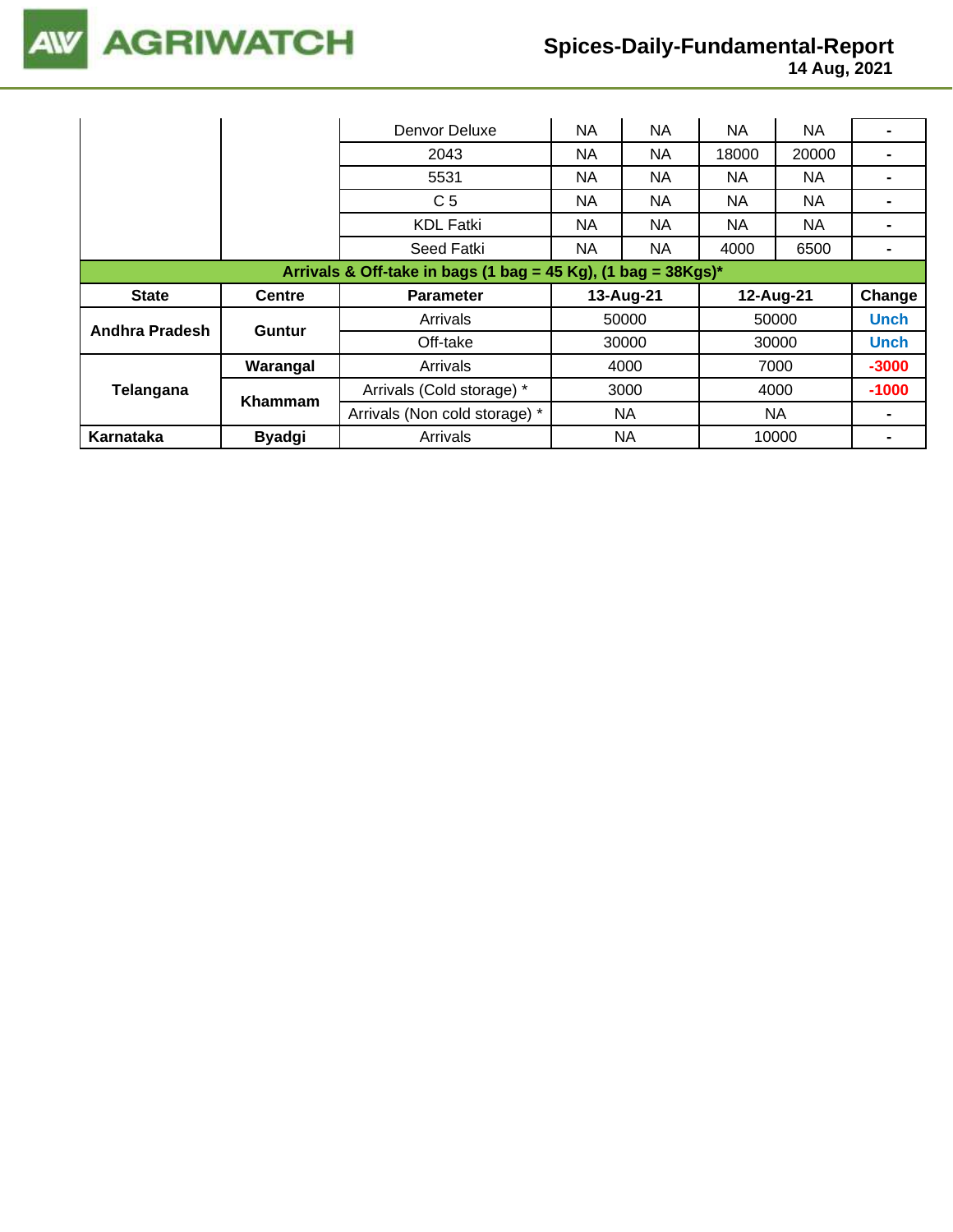| | | Denvor Deluxe | NA | NA | NA | NA | - |
|---|---|---|---|---|---|---|---|
| | | 2043 | NA | NA | 18000 | 20000 | - |
| | | 5531 | NA | NA | NA | NA | - |
| | | C 5 | NA | NA | NA | NA | - |
| | | KDL Fatki | NA | NA | NA | NA | - |
| | | Seed Fatki | NA | NA | 4000 | 6500 | - |

| Arrivals & Off-take in bags (1 bag = 45 Kg), (1 bag = 38Kgs)* | | | | | |
|---|---|---|---|---|---|
| **State** | **Centre** | **Parameter** | **13-Aug-21** | **12-Aug-21** | **Change** |
| **Andhra Pradesh** | **Guntur** | Arrivals | 50000 | 50000 | **Unch** |
| | | Off-take | 30000 | 30000 | **Unch** |
| **Telangana** | **Warangal** | Arrivals | 4000 | 7000 | **-3000** |
| | **Khammam** | Arrivals (Cold storage) * | 3000 | 4000 | **-1000** |
| | | Arrivals (Non cold storage) * | NA | NA | - |
| **Karnataka** | **Byadgi** | Arrivals | NA | 10000 | - |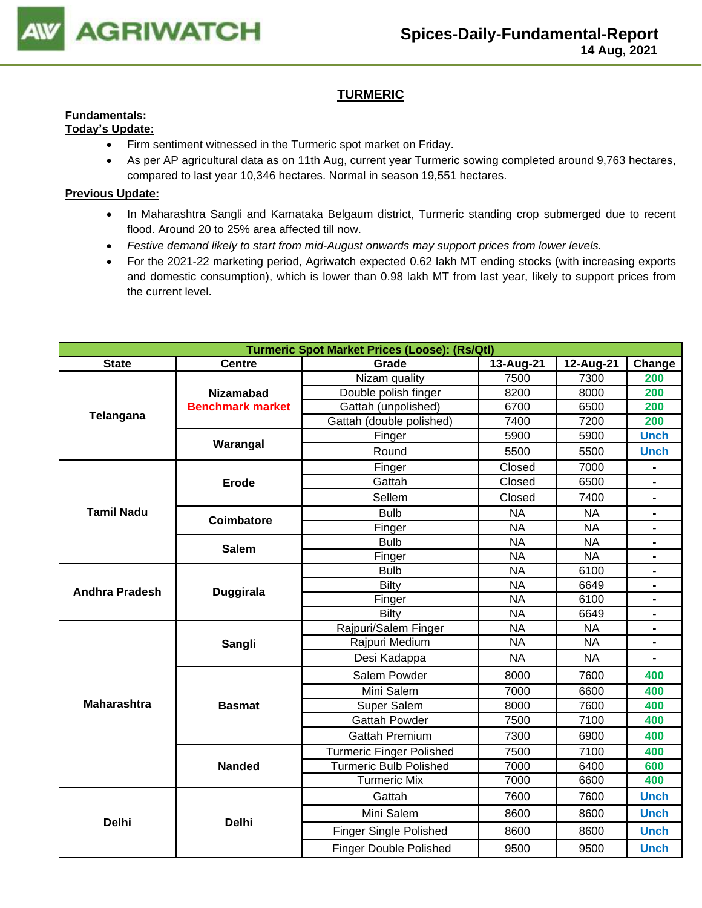## TURMERIC

**Fundamentals:**

**Today's Update:**

- Firm sentiment witnessed in the Turmeric spot market on Friday.
- As per AP agricultural data as on 11th Aug, current year Turmeric sowing completed around 9,763 hectares, compared to last year 10,346 hectares. Normal in season 19,551 hectares.

**Previous Update:**

- In Maharashtra Sangli and Karnataka Belgaum district, Turmeric standing crop submerged due to recent flood. Around 20 to 25% area affected till now.
- *Festive demand likely to start from mid-August onwards may support prices from lower levels.*
- For the 2021-22 marketing period, Agriwatch expected 0.62 lakh MT ending stocks (with increasing exports and domestic consumption), which is lower than 0.98 lakh MT from last year, likely to support prices from the current level.

| Turmeric Spot Market Prices (Loose): (Rs/Qtl) | | | | | |
|---|---|---|---|---|---|
| State | Centre | Grade | 13-Aug-21 | 12-Aug-21 | Change |
| Telangana | Nizamabad Benchmark market | Nizam quality | 7500 | 7300 | 200 |
| | | Double polish finger | 8200 | 8000 | 200 |
| | | Gattah (unpolished) | 6700 | 6500 | 200 |
| | | Gattah (double polished) | 7400 | 7200 | 200 |
| | Warangal | Finger | 5900 | 5900 | Unch |
| | | Round | 5500 | 5500 | Unch |
| Tamil Nadu | Erode | Finger | Closed | 7000 | - |
| | | Gattah | Closed | 6500 | - |
| | | Sellem | Closed | 7400 | - |
| | Coimbatore | Bulb | NA | NA | - |
| | | Finger | NA | NA | - |
| | Salem | Bulb | NA | NA | - |
| | | Finger | NA | NA | - |
| Andhra Pradesh | Duggirala | Bulb | NA | 6100 | - |
| | | Bilty | NA | 6649 | - |
| | | Finger | NA | 6100 | - |
| | | Bilty | NA | 6649 | - |
| Maharashtra | Sangli | Rajpuri/Salem Finger | NA | NA | - |
| | | Rajpuri Medium | NA | NA | - |
| | | Desi Kadappa | NA | NA | - |
| | Basmat | Salem Powder | 8000 | 7600 | 400 |
| | | Mini Salem | 7000 | 6600 | 400 |
| | | Super Salem | 8000 | 7600 | 400 |
| | | Gattah Powder | 7500 | 7100 | 400 |
| | | Gattah Premium | 7300 | 6900 | 400 |
| | Nanded | Turmeric Finger Polished | 7500 | 7100 | 400 |
| | | Turmeric Bulb Polished | 7000 | 6400 | 600 |
| | | Turmeric Mix | 7000 | 6600 | 400 |
| Delhi | Delhi | Gattah | 7600 | 7600 | Unch |
| | | Mini Salem | 8600 | 8600 | Unch |
| | | Finger Single Polished | 8600 | 8600 | Unch |
| | | Finger Double Polished | 9500 | 9500 | Unch |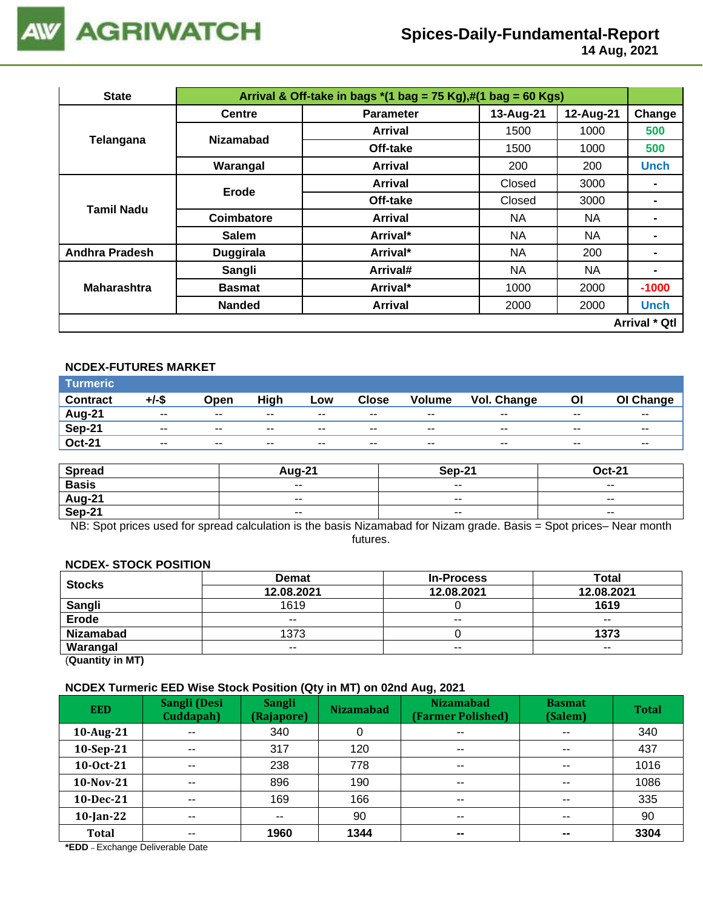| State | Arrival & Off-take in bags *(1 bag = 75 Kg),#(1 bag = 60 Kgs) | | | | |
|---|---|---|---|---|---|
| | Centre | Parameter | 13-Aug-21 | 12-Aug-21 | Change |
| Telangana | Nizamabad | Arrival | 1500 | 1000 | 500 |
| | | Off-take | 1500 | 1000 | 500 |
| | Warangal | Arrival | 200 | 200 | Unch |
| Tamil Nadu | Erode | Arrival | Closed | 3000 | - |
| | | Off-take | Closed | 3000 | - |
| | Coimbatore | Arrival | NA | NA | - |
| | Salem | Arrival* | NA | NA | - |
| Andhra Pradesh | Duggirala | Arrival* | NA | 200 | - |
| Maharashtra | Sangli | Arrival# | NA | NA | - |
| | Basmat | Arrival* | 1000 | 2000 | -1000 |
| | Nanded | Arrival | 2000 | 2000 | Unch |
| | | | | | Arrival * Qtl |

### NCDEX-FUTURES MARKET

**Turmeric**

| Contract | +/-$ | Open | High | Low | Close | Volume | Vol. Change | OI | OI Change |
|---|---|---|---|---|---|---|---|---|---|
| Aug-21 | -- | -- | -- | -- | -- | -- | -- | -- | -- |
| Sep-21 | -- | -- | -- | -- | -- | -- | -- | -- | -- |
| Oct-21 | -- | -- | -- | -- | -- | -- | -- | -- | -- |

| Spread | Aug-21 | Sep-21 | Oct-21 |
|---|---|---|---|
| Basis | -- | -- | -- |
| Aug-21 | -- | -- | -- |
| Sep-21 | -- | -- | -- |

NB: Spot prices used for spread calculation is the basis Nizamabad for Nizam grade. Basis = Spot prices– Near month futures.

### NCDEX- STOCK POSITION

| Stocks | Demat | In-Process | Total |
|---|---|---|---|
| | 12.08.2021 | 12.08.2021 | 12.08.2021 |
| Sangli | 1619 | 0 | **1619** |
| Erode | -- | -- | -- |
| Nizamabad | 1373 | 0 | **1373** |
| Warangal | -- | -- | -- |

(**Quantity in MT)**

### NCDEX Turmeric EED Wise Stock Position (Qty in MT) on 02nd Aug, 2021

| EED | Sangli (Desi Cuddapah) | Sangli (Rajapore) | Nizamabad | Nizamabad (Farmer Polished) | Basmat (Salem) | Total |
|---|---|---|---|---|---|---|
| 10-Aug-21 | -- | 340 | 0 | -- | -- | 340 |
| 10-Sep-21 | -- | 317 | 120 | -- | -- | 437 |
| 10-Oct-21 | -- | 238 | 778 | -- | -- | 1016 |
| 10-Nov-21 | -- | 896 | 190 | -- | -- | 1086 |
| 10-Dec-21 | -- | 169 | 166 | -- | -- | 335 |
| 10-Jan-22 | -- | -- | 90 | -- | -- | 90 |
| **Total** | -- | **1960** | **1344** | **--** | **--** | **3304** |

***EDD** – Exchange Deliverable Date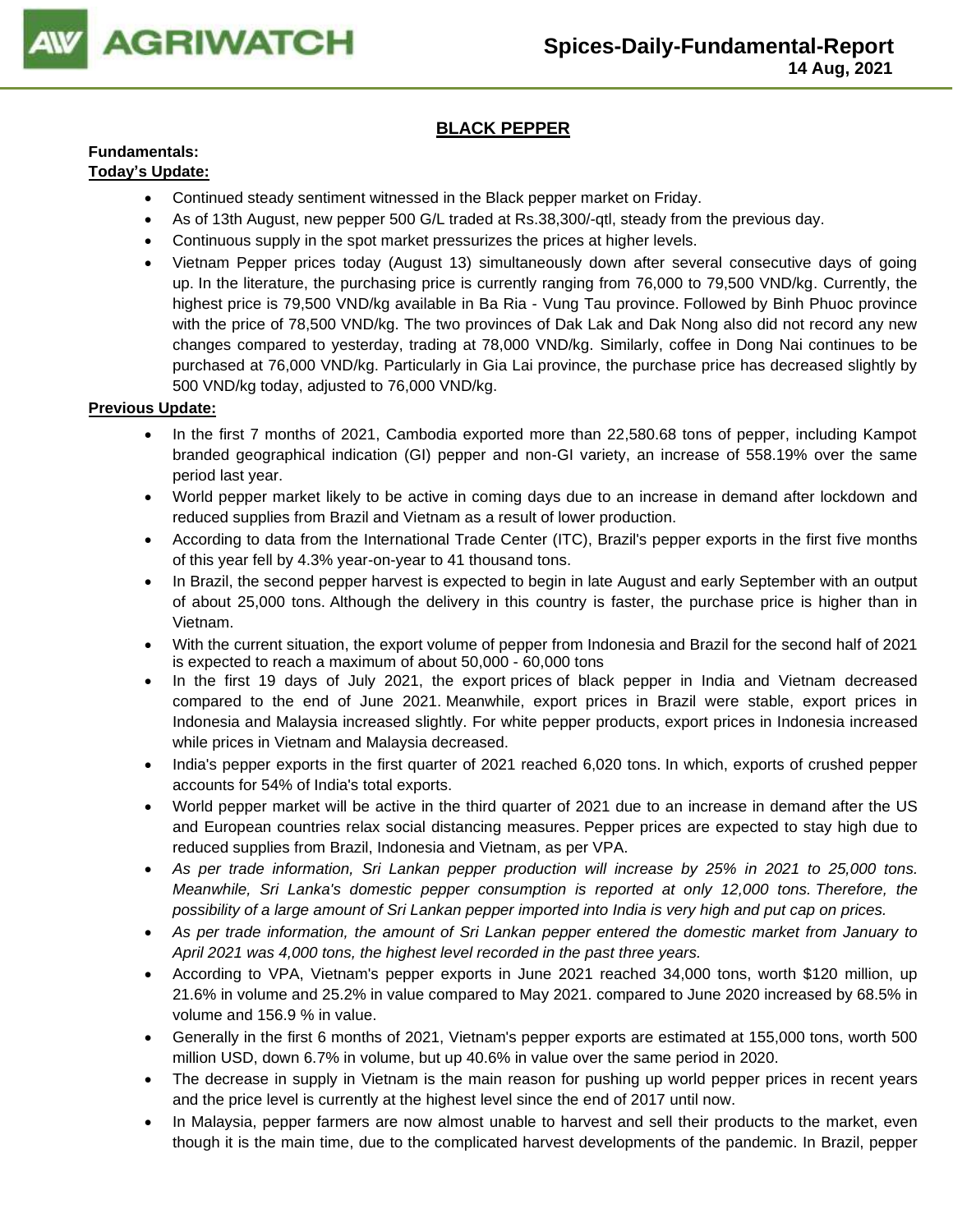## BLACK PEPPER

**Fundamentals:**

**Today's Update:**

- Continued steady sentiment witnessed in the Black pepper market on Friday.
- As of 13th August, new pepper 500 G/L traded at Rs.38,300/-qtl, steady from the previous day.
- Continuous supply in the spot market pressurizes the prices at higher levels.
- Vietnam Pepper prices today (August 13) simultaneously down after several consecutive days of going up. In the literature, the purchasing price is currently ranging from 76,000 to 79,500 VND/kg. Currently, the highest price is 79,500 VND/kg available in Ba Ria - Vung Tau province. Followed by Binh Phuoc province with the price of 78,500 VND/kg. The two provinces of Dak Lak and Dak Nong also did not record any new changes compared to yesterday, trading at 78,000 VND/kg. Similarly, coffee in Dong Nai continues to be purchased at 76,000 VND/kg. Particularly in Gia Lai province, the purchase price has decreased slightly by 500 VND/kg today, adjusted to 76,000 VND/kg.

**Previous Update:**

- In the first 7 months of 2021, Cambodia exported more than 22,580.68 tons of pepper, including Kampot branded geographical indication (GI) pepper and non-GI variety, an increase of 558.19% over the same period last year.
- World pepper market likely to be active in coming days due to an increase in demand after lockdown and reduced supplies from Brazil and Vietnam as a result of lower production.
- According to data from the International Trade Center (ITC), Brazil's pepper exports in the first five months of this year fell by 4.3% year-on-year to 41 thousand tons.
- In Brazil, the second pepper harvest is expected to begin in late August and early September with an output of about 25,000 tons. Although the delivery in this country is faster, the purchase price is higher than in Vietnam.
- With the current situation, the export volume of pepper from Indonesia and Brazil for the second half of 2021 is expected to reach a maximum of about 50,000 - 60,000 tons
- In the first 19 days of July 2021, the export prices of black pepper in India and Vietnam decreased compared to the end of June 2021. Meanwhile, export prices in Brazil were stable, export prices in Indonesia and Malaysia increased slightly. For white pepper products, export prices in Indonesia increased while prices in Vietnam and Malaysia decreased.
- India's pepper exports in the first quarter of 2021 reached 6,020 tons. In which, exports of crushed pepper accounts for 54% of India's total exports.
- World pepper market will be active in the third quarter of 2021 due to an increase in demand after the US and European countries relax social distancing measures. Pepper prices are expected to stay high due to reduced supplies from Brazil, Indonesia and Vietnam, as per VPA.
- *As per trade information, Sri Lankan pepper production will increase by 25% in 2021 to 25,000 tons. Meanwhile, Sri Lanka's domestic pepper consumption is reported at only 12,000 tons. Therefore, the possibility of a large amount of Sri Lankan pepper imported into India is very high and put cap on prices.*
- *As per trade information, the amount of Sri Lankan pepper entered the domestic market from January to April 2021 was 4,000 tons, the highest level recorded in the past three years.*
- According to VPA, Vietnam's pepper exports in June 2021 reached 34,000 tons, worth $120 million, up 21.6% in volume and 25.2% in value compared to May 2021. compared to June 2020 increased by 68.5% in volume and 156.9 % in value.
- Generally in the first 6 months of 2021, Vietnam's pepper exports are estimated at 155,000 tons, worth 500 million USD, down 6.7% in volume, but up 40.6% in value over the same period in 2020.
- The decrease in supply in Vietnam is the main reason for pushing up world pepper prices in recent years and the price level is currently at the highest level since the end of 2017 until now.
- In Malaysia, pepper farmers are now almost unable to harvest and sell their products to the market, even though it is the main time, due to the complicated harvest developments of the pandemic. In Brazil, pepper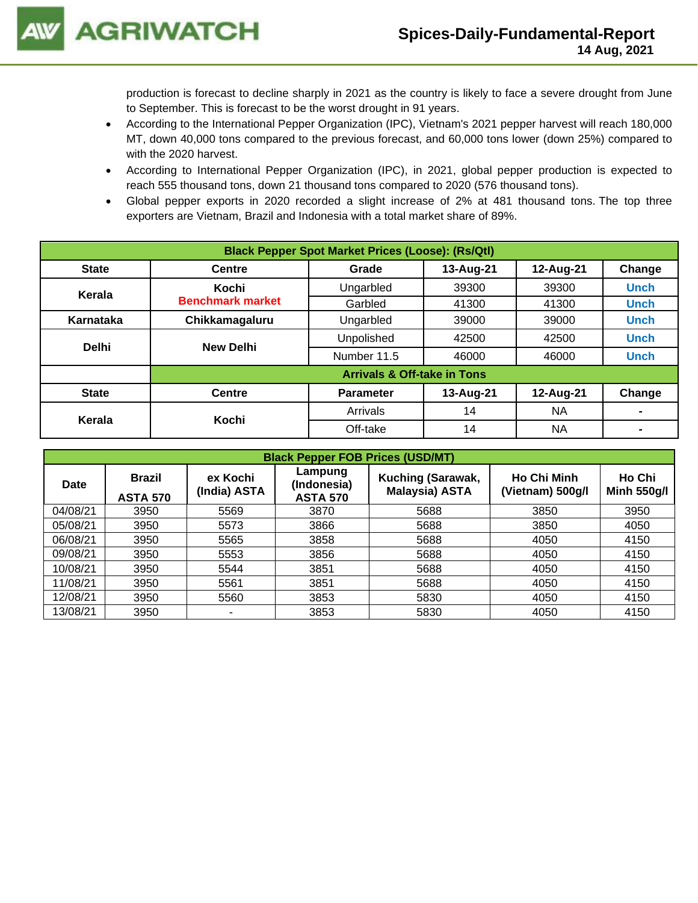production is forecast to decline sharply in 2021 as the country is likely to face a severe drought from June to September. This is forecast to be the worst drought in 91 years.

- According to the International Pepper Organization (IPC), Vietnam's 2021 pepper harvest will reach 180,000 MT, down 40,000 tons compared to the previous forecast, and 60,000 tons lower (down 25%) compared to with the 2020 harvest.
- According to International Pepper Organization (IPC), in 2021, global pepper production is expected to reach 555 thousand tons, down 21 thousand tons compared to 2020 (576 thousand tons).
- Global pepper exports in 2020 recorded a slight increase of 2% at 481 thousand tons. The top three exporters are Vietnam, Brazil and Indonesia with a total market share of 89%.

| Black Pepper Spot Market Prices (Loose): (Rs/Qtl) | | | | | |
|---|---|---|---|---|---|
| **State** | **Centre** | **Grade** | **13-Aug-21** | **12-Aug-21** | **Change** |
| **Kerala** | **Kochi** **Benchmark market** | Ungarbled | 39300 | 39300 | Unch |
| | | Garbled | 41300 | 41300 | Unch |
| **Karnataka** | **Chikkamagaluru** | Ungarbled | 39000 | 39000 | Unch |
| **Delhi** | **New Delhi** | Unpolished | 42500 | 42500 | Unch |
| | | Number 11.5 | 46000 | 46000 | Unch |
| | **Arrivals & Off-take in Tons** | | | | |
| **State** | **Centre** | **Parameter** | **13-Aug-21** | **12-Aug-21** | **Change** |
| **Kerala** | **Kochi** | Arrivals | 14 | NA | - |
| | | Off-take | 14 | NA | - |

| Black Pepper FOB Prices (USD/MT) | | | | | | |
|---|---|---|---|---|---|---|
| **Date** | **Brazil ASTA 570** | **ex Kochi (India) ASTA** | **Lampung (Indonesia) ASTA 570** | **Kuching (Sarawak, Malaysia) ASTA** | **Ho Chi Minh (Vietnam) 500g/l** | **Ho Chi Minh 550g/l** |
| 04/08/21 | 3950 | 5569 | 3870 | 5688 | 3850 | 3950 |
| 05/08/21 | 3950 | 5573 | 3866 | 5688 | 3850 | 4050 |
| 06/08/21 | 3950 | 5565 | 3858 | 5688 | 4050 | 4150 |
| 09/08/21 | 3950 | 5553 | 3856 | 5688 | 4050 | 4150 |
| 10/08/21 | 3950 | 5544 | 3851 | 5688 | 4050 | 4150 |
| 11/08/21 | 3950 | 5561 | 3851 | 5688 | 4050 | 4150 |
| 12/08/21 | 3950 | 5560 | 3853 | 5830 | 4050 | 4150 |
| 13/08/21 | 3950 | - | 3853 | 5830 | 4050 | 4150 |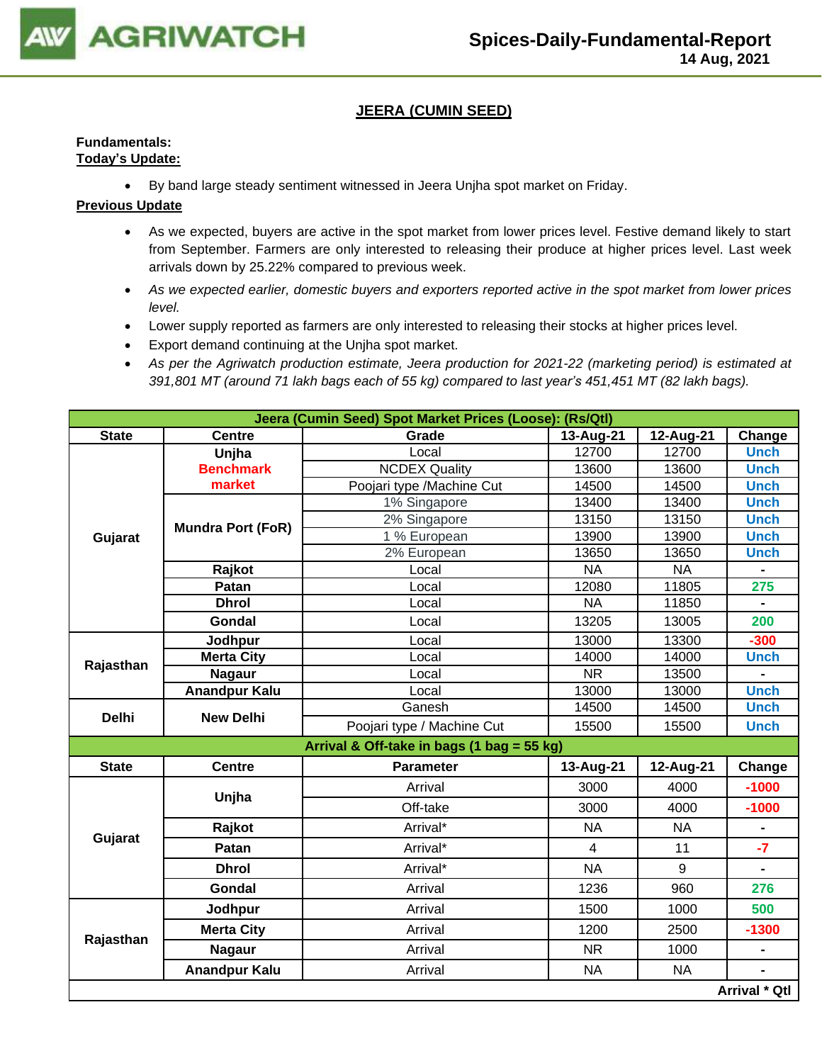## JEERA (CUMIN SEED)

**Fundamentals:**
**Today's Update:**

- By band large steady sentiment witnessed in Jeera Unjha spot market on Friday.

**Previous Update**

- As we expected, buyers are active in the spot market from lower prices level. Festive demand likely to start from September. Farmers are only interested to releasing their produce at higher prices level. Last week arrivals down by 25.22% compared to previous week.
- *As we expected earlier, domestic buyers and exporters reported active in the spot market from lower prices level.*
- Lower supply reported as farmers are only interested to releasing their stocks at higher prices level.
- Export demand continuing at the Unjha spot market.
- *As per the Agriwatch production estimate, Jeera production for 2021-22 (marketing period) is estimated at 391,801 MT (around 71 lakh bags each of 55 kg) compared to last year's 451,451 MT (82 lakh bags).*

| Jeera (Cumin Seed) Spot Market Prices (Loose): (Rs/Qtl) | | | | | |
|---|---|---|---|---|---|
| **State** | **Centre** | **Grade** | **13-Aug-21** | **12-Aug-21** | **Change** |
| Gujarat | Unjha Benchmark market | Local | 12700 | 12700 | Unch |
| | | NCDEX Quality | 13600 | 13600 | Unch |
| | | Poojari type /Machine Cut | 14500 | 14500 | Unch |
| | Mundra Port (FoR) | 1% Singapore | 13400 | 13400 | Unch |
| | | 2% Singapore | 13150 | 13150 | Unch |
| | | 1 % European | 13900 | 13900 | Unch |
| | | 2% European | 13650 | 13650 | Unch |
| | Rajkot | Local | NA | NA | - |
| | Patan | Local | 12080 | 11805 | 275 |
| | Dhrol | Local | NA | 11850 | - |
| | Gondal | Local | 13205 | 13005 | 200 |
| Rajasthan | Jodhpur | Local | 13000 | 13300 | -300 |
| | Merta City | Local | 14000 | 14000 | Unch |
| | Nagaur | Local | NR | 13500 | - |
| | Anandpur Kalu | Local | 13000 | 13000 | Unch |
| Delhi | New Delhi | Ganesh | 14500 | 14500 | Unch |
| | | Poojari type / Machine Cut | 15500 | 15500 | Unch |
| **Arrival & Off-take in bags (1 bag = 55 kg)** | | | | | |
| **State** | **Centre** | **Parameter** | **13-Aug-21** | **12-Aug-21** | **Change** |
| Gujarat | Unjha | Arrival | 3000 | 4000 | -1000 |
| | | Off-take | 3000 | 4000 | -1000 |
| | Rajkot | Arrival* | NA | NA | - |
| | Patan | Arrival* | 4 | 11 | -7 |
| | Dhrol | Arrival* | NA | 9 | - |
| | Gondal | Arrival | 1236 | 960 | 276 |
| Rajasthan | Jodhpur | Arrival | 1500 | 1000 | 500 |
| | Merta City | Arrival | 1200 | 2500 | -1300 |
| | Nagaur | Arrival | NR | 1000 | - |
| | Anandpur Kalu | Arrival | NA | NA | - |
| | | | | | **Arrival * Qtl** |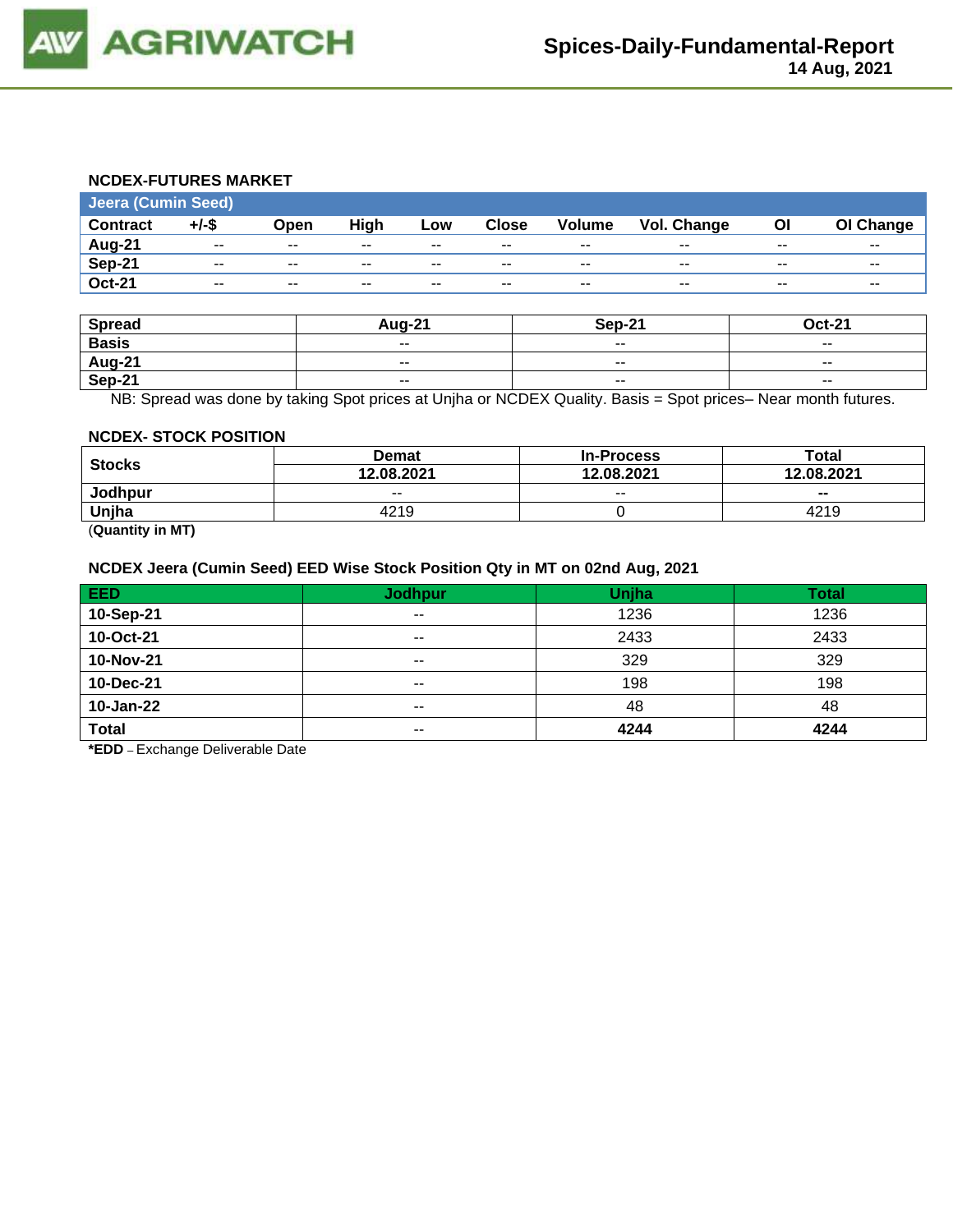### NCDEX-FUTURES MARKET

| Jeera (Cumin Seed) | | | | | | | | | |
|---|---|---|---|---|---|---|---|---|---|
| Contract | +/-$ | Open | High | Low | Close | Volume | Vol. Change | OI | OI Change |
| Aug-21 | -- | -- | -- | -- | -- | -- | -- | -- | -- |
| Sep-21 | -- | -- | -- | -- | -- | -- | -- | -- | -- |
| Oct-21 | -- | -- | -- | -- | -- | -- | -- | -- | -- |

| Spread | Aug-21 | Sep-21 | Oct-21 |
|---|---|---|---|
| Basis | -- | -- | -- |
| Aug-21 | -- | -- | -- |
| Sep-21 | -- | -- | -- |

NB: Spread was done by taking Spot prices at Unjha or NCDEX Quality. Basis = Spot prices– Near month futures.

### NCDEX- STOCK POSITION

| Stocks | Demat | In-Process | Total |
|---|---|---|---|
| | 12.08.2021 | 12.08.2021 | 12.08.2021 |
| Jodhpur | -- | -- | -- |
| Unjha | 4219 | 0 | 4219 |

(**Quantity in MT)**

### NCDEX Jeera (Cumin Seed) EED Wise Stock Position Qty in MT on 02nd Aug, 2021

| EED | Jodhpur | Unjha | Total |
|---|---|---|---|
| 10-Sep-21 | -- | 1236 | 1236 |
| 10-Oct-21 | -- | 2433 | 2433 |
| 10-Nov-21 | -- | 329 | 329 |
| 10-Dec-21 | -- | 198 | 198 |
| 10-Jan-22 | -- | 48 | 48 |
| **Total** | -- | **4244** | **4244** |

***EDD** – Exchange Deliverable Date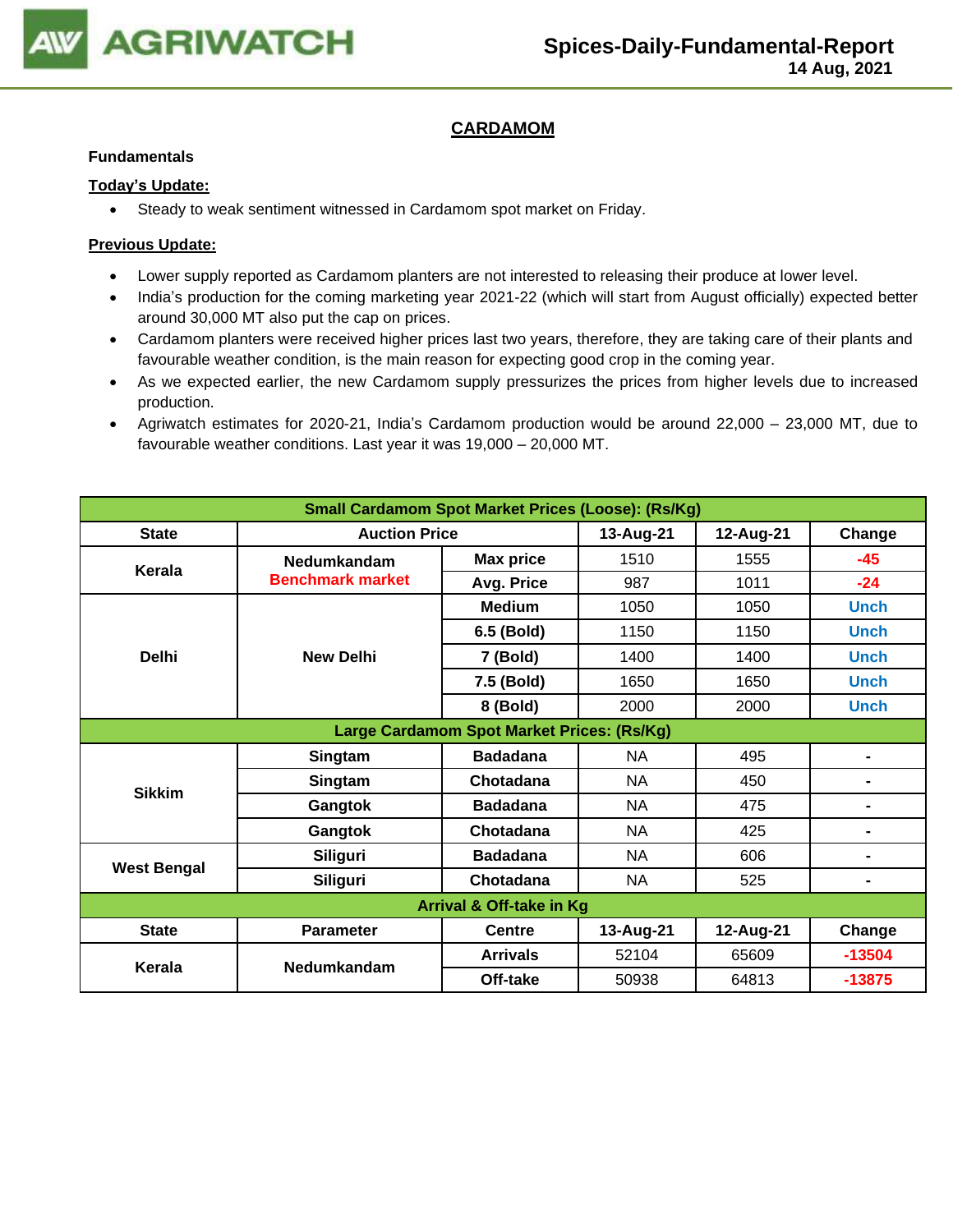## CARDAMOM

**Fundamentals**

**Today's Update:**

- Steady to weak sentiment witnessed in Cardamom spot market on Friday.

**Previous Update:**

- Lower supply reported as Cardamom planters are not interested to releasing their produce at lower level.
- India's production for the coming marketing year 2021-22 (which will start from August officially) expected better around 30,000 MT also put the cap on prices.
- Cardamom planters were received higher prices last two years, therefore, they are taking care of their plants and favourable weather condition, is the main reason for expecting good crop in the coming year.
- As we expected earlier, the new Cardamom supply pressurizes the prices from higher levels due to increased production.
- Agriwatch estimates for 2020-21, India's Cardamom production would be around 22,000 – 23,000 MT, due to favourable weather conditions. Last year it was 19,000 – 20,000 MT.

| Small Cardamom Spot Market Prices (Loose): (Rs/Kg) | | | | | |
|---|---|---|---|---|---|
| **State** | **Auction Price** | | **13-Aug-21** | **12-Aug-21** | **Change** |
| Kerala | Nedumkandam Benchmark market | Max price | 1510 | 1555 | -45 |
| | | Avg. Price | 987 | 1011 | -24 |
| Delhi | New Delhi | Medium | 1050 | 1050 | Unch |
| | | 6.5 (Bold) | 1150 | 1150 | Unch |
| | | 7 (Bold) | 1400 | 1400 | Unch |
| | | 7.5 (Bold) | 1650 | 1650 | Unch |
| | | 8 (Bold) | 2000 | 2000 | Unch |
| **Large Cardamom Spot Market Prices: (Rs/Kg)** | | | | | |
| Sikkim | Singtam | Badadana | NA | 495 | - |
| | Singtam | Chotadana | NA | 450 | - |
| | Gangtok | Badadana | NA | 475 | - |
| | Gangtok | Chotadana | NA | 425 | - |
| West Bengal | Siliguri | Badadana | NA | 606 | - |
| | Siliguri | Chotadana | NA | 525 | - |
| **Arrival & Off-take in Kg** | | | | | |
| **State** | **Parameter** | **Centre** | **13-Aug-21** | **12-Aug-21** | **Change** |
| Kerala | Nedumkandam | Arrivals | 52104 | 65609 | -13504 |
| | | Off-take | 50938 | 64813 | -13875 |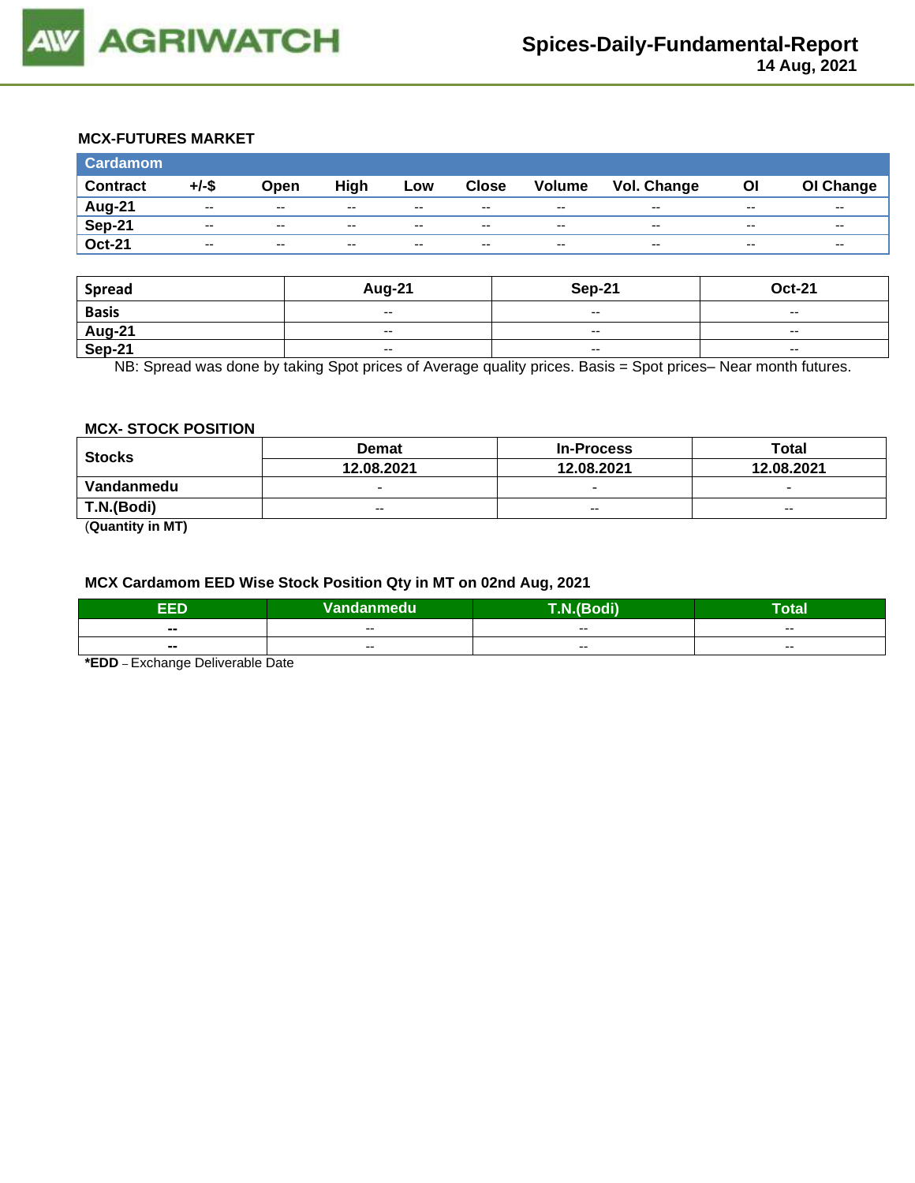### MCX-FUTURES MARKET

| Cardamom | | | | | | | | | |
|---|---|---|---|---|---|---|---|---|---|
| **Contract** | **+/-$** | **Open** | **High** | **Low** | **Close** | **Volume** | **Vol. Change** | **OI** | **OI Change** |
| **Aug-21** | -- | -- | -- | -- | -- | -- | -- | -- | -- |
| **Sep-21** | -- | -- | -- | -- | -- | -- | -- | -- | -- |
| **Oct-21** | -- | -- | -- | -- | -- | -- | -- | -- | -- |

| Spread | Aug-21 | Sep-21 | Oct-21 |
|---|---|---|---|
| **Basis** | -- | -- | -- |
| **Aug-21** | -- | -- | -- |
| **Sep-21** | -- | -- | -- |

NB: Spread was done by taking Spot prices of Average quality prices. Basis = Spot prices– Near month futures.

### MCX- STOCK POSITION

| Stocks | Demat | In-Process | Total |
|---|---|---|---|
| | **12.08.2021** | **12.08.2021** | **12.08.2021** |
| **Vandanmedu** | - | - | - |
| **T.N.(Bodi)** | -- | -- | -- |

(**Quantity in MT)**

### MCX Cardamom EED Wise Stock Position Qty in MT on 02nd Aug, 2021

| EED | Vandanmedu | T.N.(Bodi) | Total |
|---|---|---|---|
| **--** | -- | -- | -- |
| **--** | -- | -- | -- |

***EDD** – Exchange Deliverable Date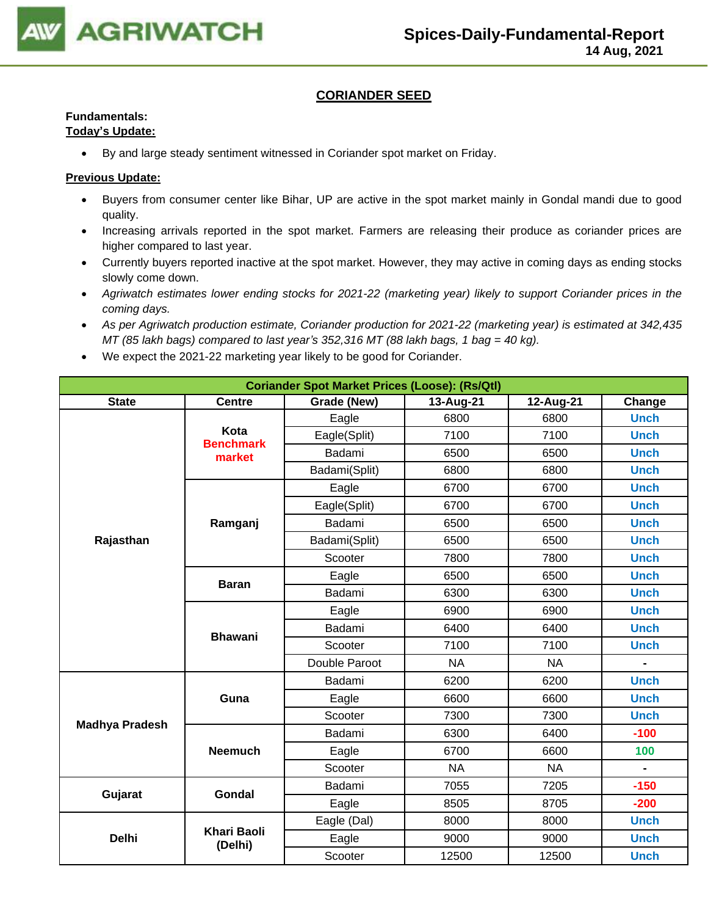## CORIANDER SEED

**Fundamentals:**

**Today's Update:**

- By and large steady sentiment witnessed in Coriander spot market on Friday.

**Previous Update:**

- Buyers from consumer center like Bihar, UP are active in the spot market mainly in Gondal mandi due to good quality.
- Increasing arrivals reported in the spot market. Farmers are releasing their produce as coriander prices are higher compared to last year.
- Currently buyers reported inactive at the spot market. However, they may active in coming days as ending stocks slowly come down.
- *Agriwatch estimates lower ending stocks for 2021-22 (marketing year) likely to support Coriander prices in the coming days.*
- *As per Agriwatch production estimate, Coriander production for 2021-22 (marketing year) is estimated at 342,435 MT (85 lakh bags) compared to last year's 352,316 MT (88 lakh bags, 1 bag = 40 kg).*
- We expect the 2021-22 marketing year likely to be good for Coriander.

| Coriander Spot Market Prices (Loose): (Rs/Qtl) | | | | | |
|---|---|---|---|---|---|
| **State** | **Centre** | **Grade (New)** | **13-Aug-21** | **12-Aug-21** | **Change** |
| Rajasthan | Kota Benchmark market | Eagle | 6800 | 6800 | Unch |
| | | Eagle(Split) | 7100 | 7100 | Unch |
| | | Badami | 6500 | 6500 | Unch |
| | | Badami(Split) | 6800 | 6800 | Unch |
| | Ramganj | Eagle | 6700 | 6700 | Unch |
| | | Eagle(Split) | 6700 | 6700 | Unch |
| | | Badami | 6500 | 6500 | Unch |
| | | Badami(Split) | 6500 | 6500 | Unch |
| | | Scooter | 7800 | 7800 | Unch |
| | Baran | Eagle | 6500 | 6500 | Unch |
| | | Badami | 6300 | 6300 | Unch |
| | Bhawani | Eagle | 6900 | 6900 | Unch |
| | | Badami | 6400 | 6400 | Unch |
| | | Scooter | 7100 | 7100 | Unch |
| | | Double Paroot | NA | NA | - |
| Madhya Pradesh | Guna | Badami | 6200 | 6200 | Unch |
| | | Eagle | 6600 | 6600 | Unch |
| | | Scooter | 7300 | 7300 | Unch |
| | Neemuch | Badami | 6300 | 6400 | -100 |
| | | Eagle | 6700 | 6600 | 100 |
| | | Scooter | NA | NA | - |
| Gujarat | Gondal | Badami | 7055 | 7205 | -150 |
| | | Eagle | 8505 | 8705 | -200 |
| Delhi | Khari Baoli (Delhi) | Eagle (Dal) | 8000 | 8000 | Unch |
| | | Eagle | 9000 | 9000 | Unch |
| | | Scooter | 12500 | 12500 | Unch |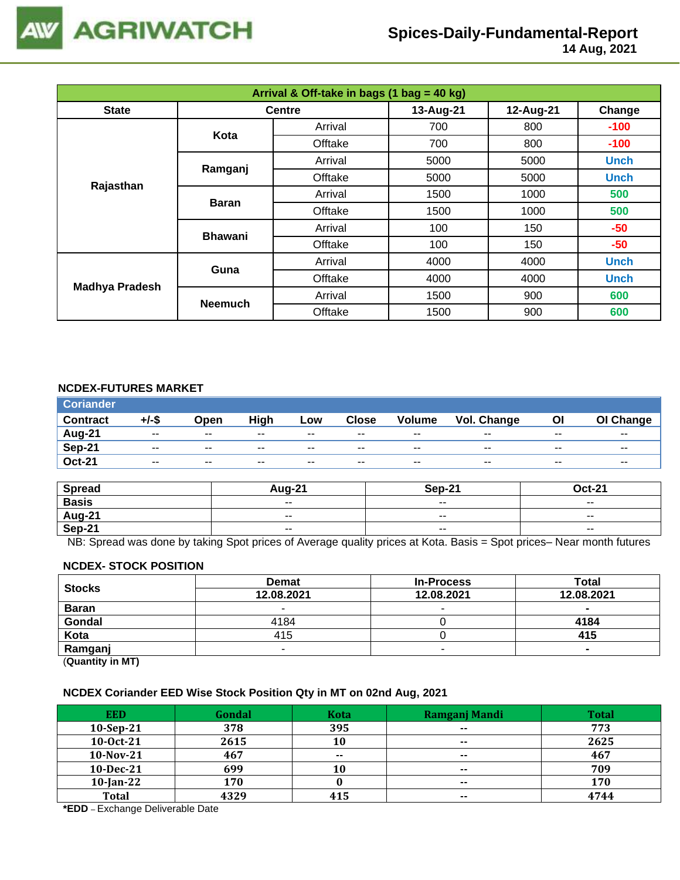# Spices-Daily-Fundamental-Report

14 Aug, 2021

| Arrival & Off-take in bags (1 bag = 40 kg) | | | | | |
|---|---|---|---|---|---|
| State | Centre | | 13-Aug-21 | 12-Aug-21 | Change |
| Rajasthan | Kota | Arrival | 700 | 800 | -100 |
| | | Offtake | 700 | 800 | -100 |
| | Ramganj | Arrival | 5000 | 5000 | Unch |
| | | Offtake | 5000 | 5000 | Unch |
| | Baran | Arrival | 1500 | 1000 | 500 |
| | | Offtake | 1500 | 1000 | 500 |
| | Bhawani | Arrival | 100 | 150 | -50 |
| | | Offtake | 100 | 150 | -50 |
| Madhya Pradesh | Guna | Arrival | 4000 | 4000 | Unch |
| | | Offtake | 4000 | 4000 | Unch |
| | Neemuch | Arrival | 1500 | 900 | 600 |
| | | Offtake | 1500 | 900 | 600 |

## NCDEX-FUTURES MARKET

| Coriander | | | | | | | | | |
|---|---|---|---|---|---|---|---|---|---|
| Contract | +/-$ | Open | High | Low | Close | Volume | Vol. Change | OI | OI Change |
| Aug-21 | -- | -- | -- | -- | -- | -- | -- | -- | -- |
| Sep-21 | -- | -- | -- | -- | -- | -- | -- | -- | -- |
| Oct-21 | -- | -- | -- | -- | -- | -- | -- | -- | -- |

| Spread | Aug-21 | Sep-21 | Oct-21 |
|---|---|---|---|
| Basis | -- | -- | -- |
| Aug-21 | -- | -- | -- |
| Sep-21 | -- | -- | -- |

NB: Spread was done by taking Spot prices of Average quality prices at Kota. Basis = Spot prices– Near month futures

## NCDEX- STOCK POSITION

| Stocks | Demat | In-Process | Total |
|---|---|---|---|
| | 12.08.2021 | 12.08.2021 | 12.08.2021 |
| Baran | - | - | - |
| Gondal | 4184 | 0 | 4184 |
| Kota | 415 | 0 | 415 |
| Ramganj | - | - | - |

(Quantity in MT)

## NCDEX Coriander EED Wise Stock Position Qty in MT on 02nd Aug, 2021

| EED | Gondal | Kota | Ramganj Mandi | Total |
|---|---|---|---|---|
| 10-Sep-21 | 378 | 395 | -- | 773 |
| 10-Oct-21 | 2615 | 10 | -- | 2625 |
| 10-Nov-21 | 467 | -- | -- | 467 |
| 10-Dec-21 | 699 | 10 | -- | 709 |
| 10-Jan-22 | 170 | 0 | -- | 170 |
| Total | 4329 | 415 | -- | 4744 |

**\*EDD** – Exchange Deliverable Date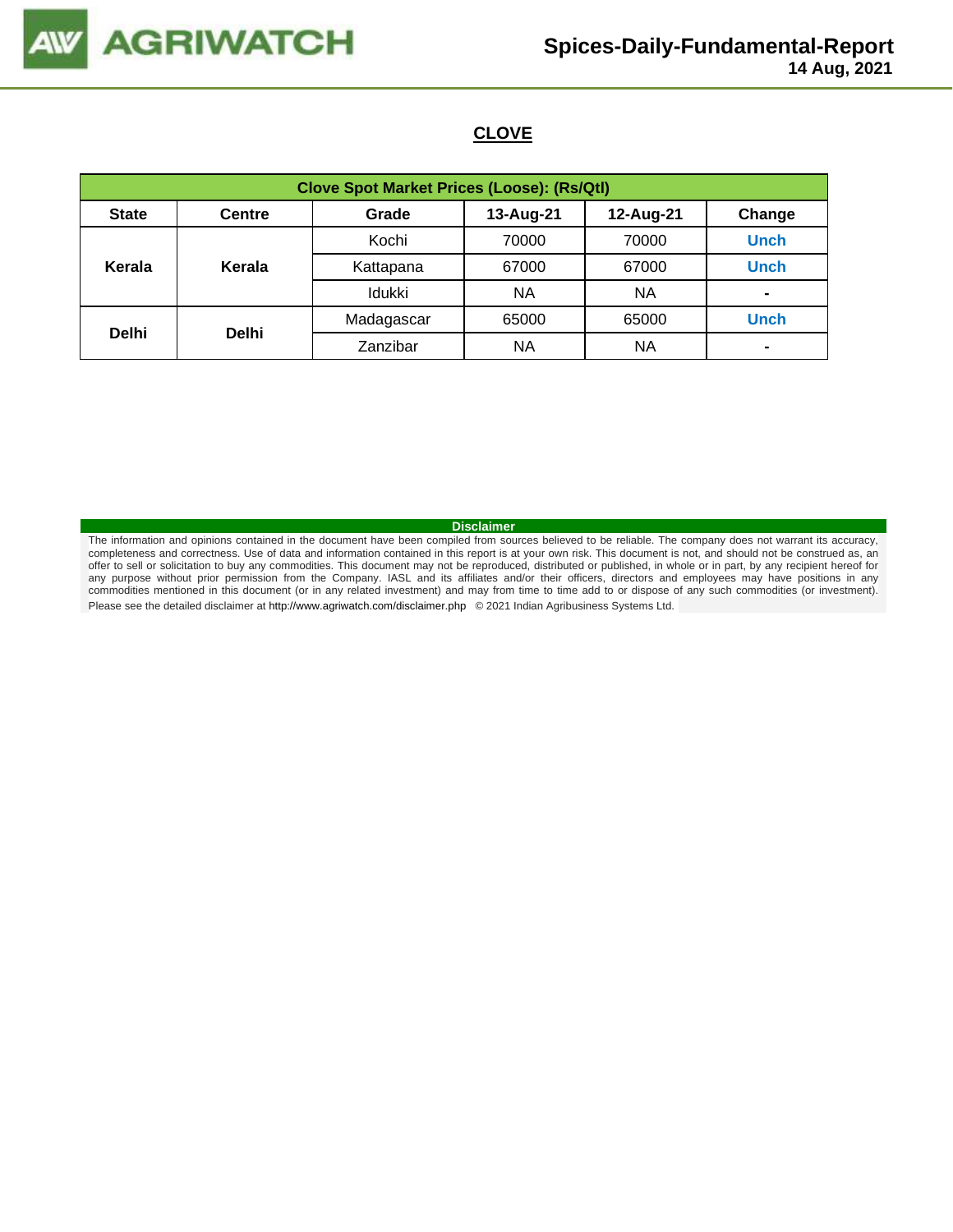## CLOVE

| Clove Spot Market Prices (Loose): (Rs/Qtl) | | | | | |
|---|---|---|---|---|---|
| **State** | **Centre** | **Grade** | **13-Aug-21** | **12-Aug-21** | **Change** |
| **Kerala** | **Kerala** | Kochi | 70000 | 70000 | **Unch** |
| | | Kattapana | 67000 | 67000 | **Unch** |
| | | Idukki | NA | NA | - |
| **Delhi** | **Delhi** | Madagascar | 65000 | 65000 | **Unch** |
| | | Zanzibar | NA | NA | - |

**Disclaimer**

The information and opinions contained in the document have been compiled from sources believed to be reliable. The company does not warrant its accuracy, completeness and correctness. Use of data and information contained in this report is at your own risk. This document is not, and should not be construed as, an offer to sell or solicitation to buy any commodities. This document may not be reproduced, distributed or published, in whole or in part, by any recipient hereof for any purpose without prior permission from the Company. IASL and its affiliates and/or their officers, directors and employees may have positions in any commodities mentioned in this document (or in any related investment) and may from time to time add to or dispose of any such commodities (or investment). Please see the detailed disclaimer at http://www.agriwatch.com/disclaimer.php © 2021 Indian Agribusiness Systems Ltd.